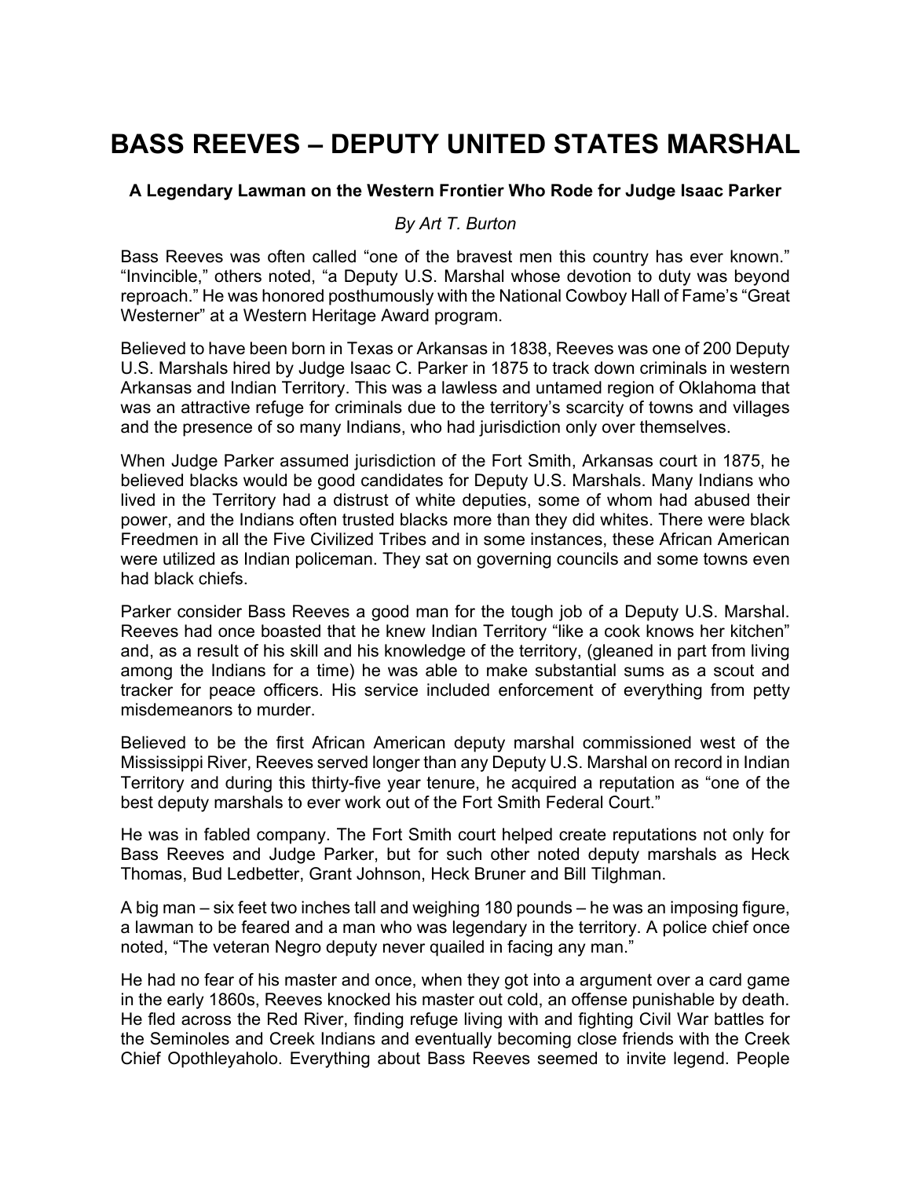# BASS REEVES – DEPUTY UNITED STATES MARSHAL

**A Legendary Lawman on the Western Frontier Who Rode for Judge Isaac Parker**

*By Art T. Burton*

Bass Reeves was often called "one of the bravest men this country has ever known." "Invincible," others noted, "a Deputy U.S. Marshal whose devotion to duty was beyond reproach." He was honored posthumously with the National Cowboy Hall of Fame's "Great Westerner" at a Western Heritage Award program.

Believed to have been born in Texas or Arkansas in 1838, Reeves was one of 200 Deputy U.S. Marshals hired by Judge Isaac C. Parker in 1875 to track down criminals in western Arkansas and Indian Territory. This was a lawless and untamed region of Oklahoma that was an attractive refuge for criminals due to the territory's scarcity of towns and villages and the presence of so many Indians, who had jurisdiction only over themselves.

When Judge Parker assumed jurisdiction of the Fort Smith, Arkansas court in 1875, he believed blacks would be good candidates for Deputy U.S. Marshals. Many Indians who lived in the Territory had a distrust of white deputies, some of whom had abused their power, and the Indians often trusted blacks more than they did whites. There were black Freedmen in all the Five Civilized Tribes and in some instances, these African American were utilized as Indian policeman. They sat on governing councils and some towns even had black chiefs.

Parker consider Bass Reeves a good man for the tough job of a Deputy U.S. Marshal. Reeves had once boasted that he knew Indian Territory "like a cook knows her kitchen" and, as a result of his skill and his knowledge of the territory, (gleaned in part from living among the Indians for a time) he was able to make substantial sums as a scout and tracker for peace officers. His service included enforcement of everything from petty misdemeanors to murder.

Believed to be the first African American deputy marshal commissioned west of the Mississippi River, Reeves served longer than any Deputy U.S. Marshal on record in Indian Territory and during this thirty-five year tenure, he acquired a reputation as "one of the best deputy marshals to ever work out of the Fort Smith Federal Court."

He was in fabled company. The Fort Smith court helped create reputations not only for Bass Reeves and Judge Parker, but for such other noted deputy marshals as Heck Thomas, Bud Ledbetter, Grant Johnson, Heck Bruner and Bill Tilghman.

A big man – six feet two inches tall and weighing 180 pounds – he was an imposing figure, a lawman to be feared and a man who was legendary in the territory. A police chief once noted, "The veteran Negro deputy never quailed in facing any man."

He had no fear of his master and once, when they got into a argument over a card game in the early 1860s, Reeves knocked his master out cold, an offense punishable by death. He fled across the Red River, finding refuge living with and fighting Civil War battles for the Seminoles and Creek Indians and eventually becoming close friends with the Creek Chief Opothleyaholo. Everything about Bass Reeves seemed to invite legend. People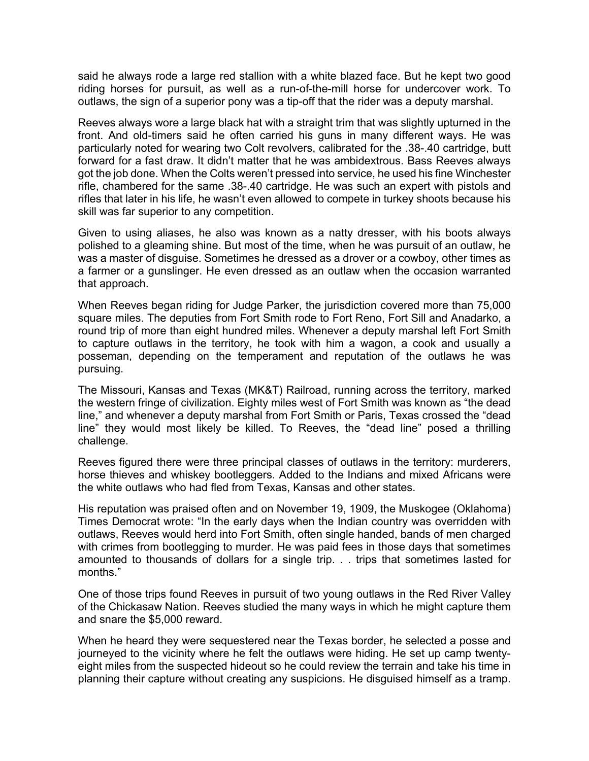said he always rode a large red stallion with a white blazed face. But he kept two good riding horses for pursuit, as well as a run-of-the-mill horse for undercover work. To outlaws, the sign of a superior pony was a tip-off that the rider was a deputy marshal.

Reeves always wore a large black hat with a straight trim that was slightly upturned in the front. And old-timers said he often carried his guns in many different ways. He was particularly noted for wearing two Colt revolvers, calibrated for the .38-.40 cartridge, butt forward for a fast draw. It didn't matter that he was ambidextrous. Bass Reeves always got the job done. When the Colts weren't pressed into service, he used his fine Winchester rifle, chambered for the same .38-.40 cartridge. He was such an expert with pistols and rifles that later in his life, he wasn't even allowed to compete in turkey shoots because his skill was far superior to any competition.

Given to using aliases, he also was known as a natty dresser, with his boots always polished to a gleaming shine. But most of the time, when he was pursuit of an outlaw, he was a master of disguise. Sometimes he dressed as a drover or a cowboy, other times as a farmer or a gunslinger. He even dressed as an outlaw when the occasion warranted that approach.

When Reeves began riding for Judge Parker, the jurisdiction covered more than 75,000 square miles. The deputies from Fort Smith rode to Fort Reno, Fort Sill and Anadarko, a round trip of more than eight hundred miles. Whenever a deputy marshal left Fort Smith to capture outlaws in the territory, he took with him a wagon, a cook and usually a posseman, depending on the temperament and reputation of the outlaws he was pursuing.

The Missouri, Kansas and Texas (MK&T) Railroad, running across the territory, marked the western fringe of civilization. Eighty miles west of Fort Smith was known as "the dead line," and whenever a deputy marshal from Fort Smith or Paris, Texas crossed the "dead line" they would most likely be killed. To Reeves, the "dead line" posed a thrilling challenge.

Reeves figured there were three principal classes of outlaws in the territory: murderers, horse thieves and whiskey bootleggers. Added to the Indians and mixed Africans were the white outlaws who had fled from Texas, Kansas and other states.

His reputation was praised often and on November 19, 1909, the Muskogee (Oklahoma) Times Democrat wrote: "In the early days when the Indian country was overridden with outlaws, Reeves would herd into Fort Smith, often single handed, bands of men charged with crimes from bootlegging to murder. He was paid fees in those days that sometimes amounted to thousands of dollars for a single trip. . . trips that sometimes lasted for months."

One of those trips found Reeves in pursuit of two young outlaws in the Red River Valley of the Chickasaw Nation. Reeves studied the many ways in which he might capture them and snare the $5,000 reward.

When he heard they were sequestered near the Texas border, he selected a posse and journeyed to the vicinity where he felt the outlaws were hiding. He set up camp twenty-eight miles from the suspected hideout so he could review the terrain and take his time in planning their capture without creating any suspicions. He disguised himself as a tramp.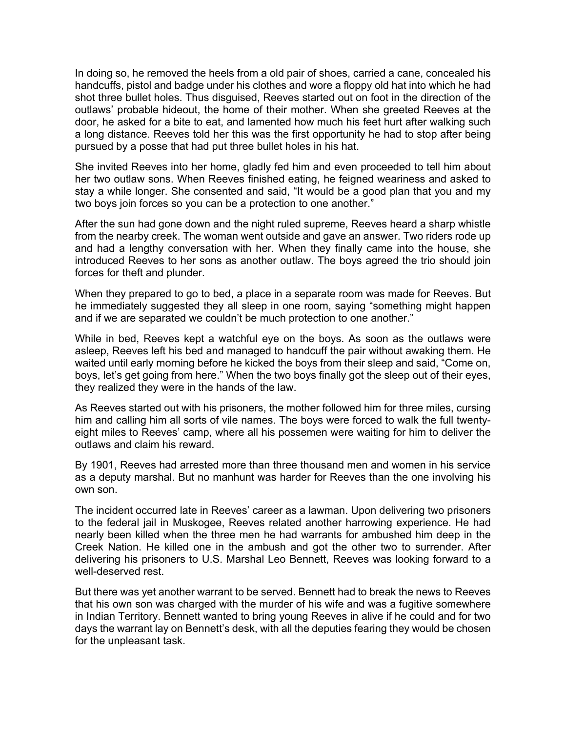In doing so, he removed the heels from a old pair of shoes, carried a cane, concealed his handcuffs, pistol and badge under his clothes and wore a floppy old hat into which he had shot three bullet holes. Thus disguised, Reeves started out on foot in the direction of the outlaws' probable hideout, the home of their mother. When she greeted Reeves at the door, he asked for a bite to eat, and lamented how much his feet hurt after walking such a long distance. Reeves told her this was the first opportunity he had to stop after being pursued by a posse that had put three bullet holes in his hat.

She invited Reeves into her home, gladly fed him and even proceeded to tell him about her two outlaw sons. When Reeves finished eating, he feigned weariness and asked to stay a while longer. She consented and said, "It would be a good plan that you and my two boys join forces so you can be a protection to one another."

After the sun had gone down and the night ruled supreme, Reeves heard a sharp whistle from the nearby creek. The woman went outside and gave an answer. Two riders rode up and had a lengthy conversation with her. When they finally came into the house, she introduced Reeves to her sons as another outlaw. The boys agreed the trio should join forces for theft and plunder.

When they prepared to go to bed, a place in a separate room was made for Reeves. But he immediately suggested they all sleep in one room, saying "something might happen and if we are separated we couldn't be much protection to one another."

While in bed, Reeves kept a watchful eye on the boys. As soon as the outlaws were asleep, Reeves left his bed and managed to handcuff the pair without awaking them. He waited until early morning before he kicked the boys from their sleep and said, "Come on, boys, let's get going from here." When the two boys finally got the sleep out of their eyes, they realized they were in the hands of the law.

As Reeves started out with his prisoners, the mother followed him for three miles, cursing him and calling him all sorts of vile names. The boys were forced to walk the full twenty-eight miles to Reeves' camp, where all his possemen were waiting for him to deliver the outlaws and claim his reward.

By 1901, Reeves had arrested more than three thousand men and women in his service as a deputy marshal. But no manhunt was harder for Reeves than the one involving his own son.

The incident occurred late in Reeves' career as a lawman. Upon delivering two prisoners to the federal jail in Muskogee, Reeves related another harrowing experience. He had nearly been killed when the three men he had warrants for ambushed him deep in the Creek Nation. He killed one in the ambush and got the other two to surrender. After delivering his prisoners to U.S. Marshal Leo Bennett, Reeves was looking forward to a well-deserved rest.

But there was yet another warrant to be served. Bennett had to break the news to Reeves that his own son was charged with the murder of his wife and was a fugitive somewhere in Indian Territory. Bennett wanted to bring young Reeves in alive if he could and for two days the warrant lay on Bennett's desk, with all the deputies fearing they would be chosen for the unpleasant task.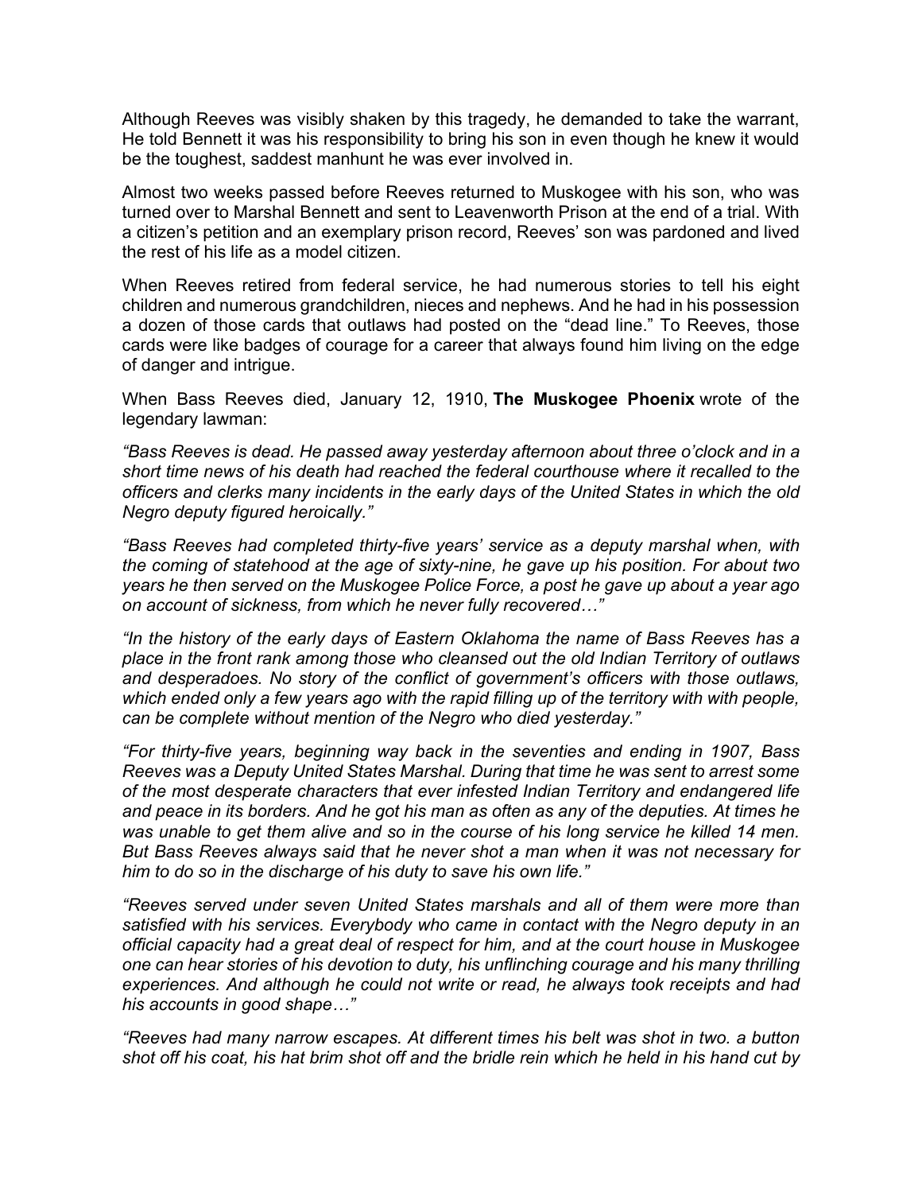Although Reeves was visibly shaken by this tragedy, he demanded to take the warrant, He told Bennett it was his responsibility to bring his son in even though he knew it would be the toughest, saddest manhunt he was ever involved in.

Almost two weeks passed before Reeves returned to Muskogee with his son, who was turned over to Marshal Bennett and sent to Leavenworth Prison at the end of a trial. With a citizen's petition and an exemplary prison record, Reeves' son was pardoned and lived the rest of his life as a model citizen.

When Reeves retired from federal service, he had numerous stories to tell his eight children and numerous grandchildren, nieces and nephews. And he had in his possession a dozen of those cards that outlaws had posted on the "dead line." To Reeves, those cards were like badges of courage for a career that always found him living on the edge of danger and intrigue.

When Bass Reeves died, January 12, 1910, **The Muskogee Phoenix** wrote of the legendary lawman:

*"Bass Reeves is dead. He passed away yesterday afternoon about three o'clock and in a short time news of his death had reached the federal courthouse where it recalled to the officers and clerks many incidents in the early days of the United States in which the old Negro deputy figured heroically."*

*"Bass Reeves had completed thirty-five years' service as a deputy marshal when, with the coming of statehood at the age of sixty-nine, he gave up his position. For about two years he then served on the Muskogee Police Force, a post he gave up about a year ago on account of sickness, from which he never fully recovered…"*

*"In the history of the early days of Eastern Oklahoma the name of Bass Reeves has a place in the front rank among those who cleansed out the old Indian Territory of outlaws and desperadoes. No story of the conflict of government's officers with those outlaws, which ended only a few years ago with the rapid filling up of the territory with with people, can be complete without mention of the Negro who died yesterday."*

*"For thirty-five years, beginning way back in the seventies and ending in 1907, Bass Reeves was a Deputy United States Marshal. During that time he was sent to arrest some of the most desperate characters that ever infested Indian Territory and endangered life and peace in its borders. And he got his man as often as any of the deputies. At times he was unable to get them alive and so in the course of his long service he killed 14 men. But Bass Reeves always said that he never shot a man when it was not necessary for him to do so in the discharge of his duty to save his own life."*

*"Reeves served under seven United States marshals and all of them were more than satisfied with his services. Everybody who came in contact with the Negro deputy in an official capacity had a great deal of respect for him, and at the court house in Muskogee one can hear stories of his devotion to duty, his unflinching courage and his many thrilling experiences. And although he could not write or read, he always took receipts and had his accounts in good shape…"*

*"Reeves had many narrow escapes. At different times his belt was shot in two. a button shot off his coat, his hat brim shot off and the bridle rein which he held in his hand cut by*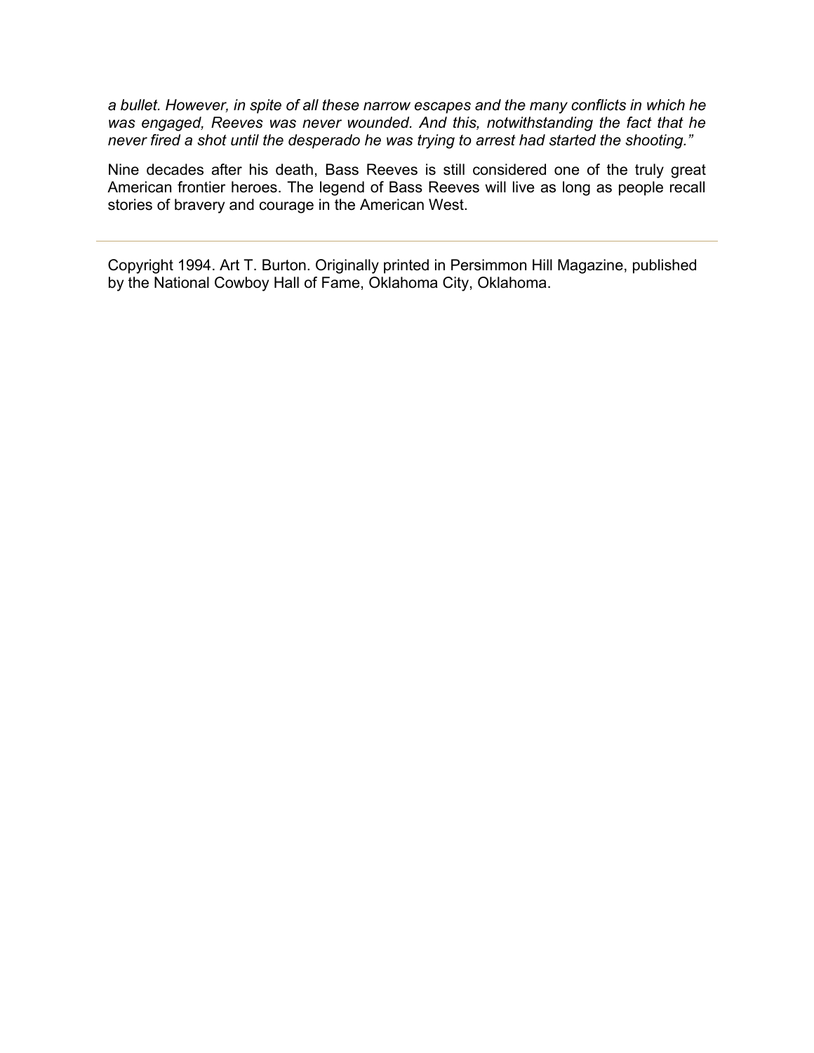*a bullet. However, in spite of all these narrow escapes and the many conflicts in which he was engaged, Reeves was never wounded. And this, notwithstanding the fact that he never fired a shot until the desperado he was trying to arrest had started the shooting."*

Nine decades after his death, Bass Reeves is still considered one of the truly great American frontier heroes. The legend of Bass Reeves will live as long as people recall stories of bravery and courage in the American West.

---

Copyright 1994. Art T. Burton. Originally printed in Persimmon Hill Magazine, published by the National Cowboy Hall of Fame, Oklahoma City, Oklahoma.